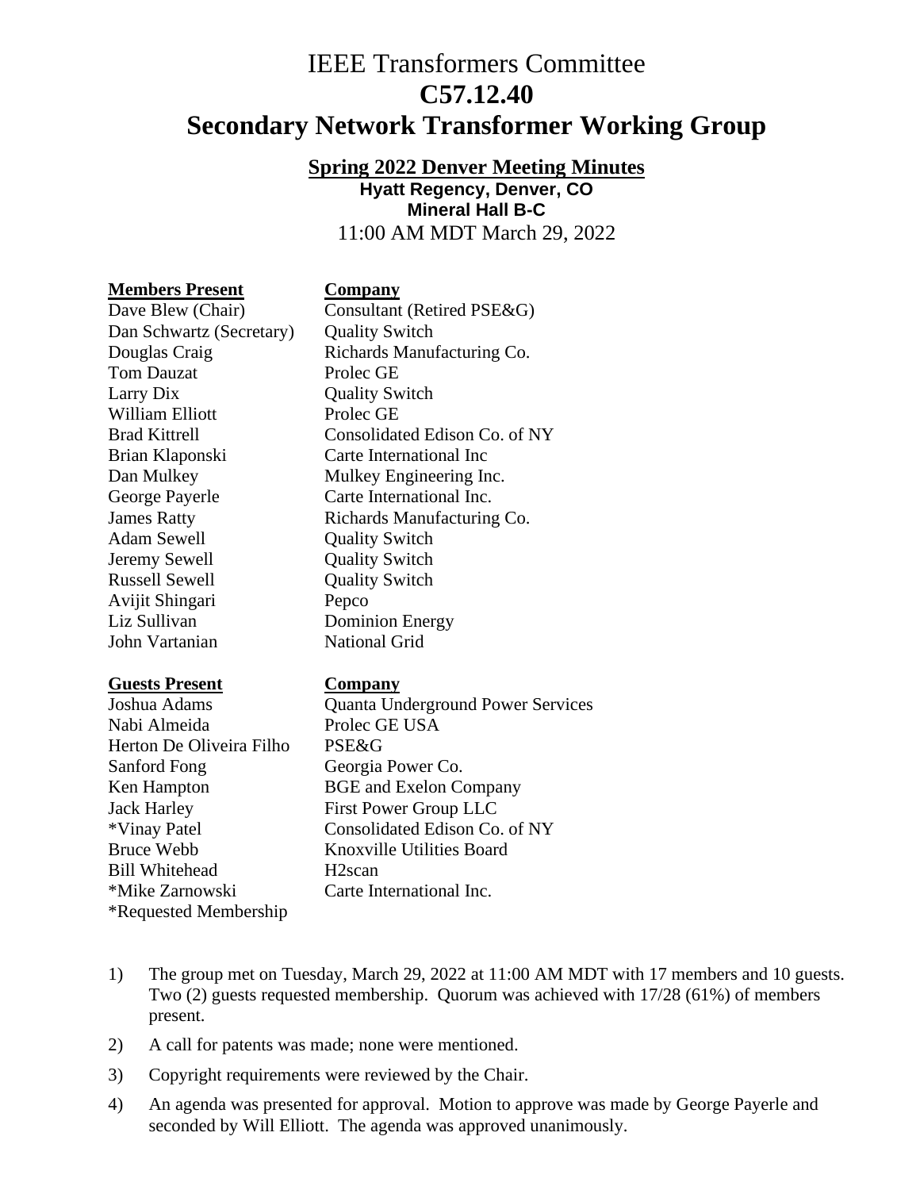# IEEE Transformers Committee
# C57.12.40
# Secondary Network Transformer Working Group

## Spring 2022 Denver Meeting Minutes

**Hyatt Regency, Denver, CO**
**Mineral Hall B-C**
11:00 AM MDT March 29, 2022

| Members Present | Company |
|---|---|
| Dave Blew (Chair) | Consultant (Retired PSE&G) |
| Dan Schwartz (Secretary) | Quality Switch |
| Douglas Craig | Richards Manufacturing Co. |
| Tom Dauzat | Prolec GE |
| Larry Dix | Quality Switch |
| William Elliott | Prolec GE |
| Brad Kittrell | Consolidated Edison Co. of NY |
| Brian Klaponski | Carte International Inc |
| Dan Mulkey | Mulkey Engineering Inc. |
| George Payerle | Carte International Inc. |
| James Ratty | Richards Manufacturing Co. |
| Adam Sewell | Quality Switch |
| Jeremy Sewell | Quality Switch |
| Russell Sewell | Quality Switch |
| Avijit Shingari | Pepco |
| Liz Sullivan | Dominion Energy |
| John Vartanian | National Grid |

| Guests Present | Company |
|---|---|
| Joshua Adams | Quanta Underground Power Services |
| Nabi Almeida | Prolec GE USA |
| Herton De Oliveira Filho | PSE&G |
| Sanford Fong | Georgia Power Co. |
| Ken Hampton | BGE and Exelon Company |
| Jack Harley | First Power Group LLC |
| *Vinay Patel | Consolidated Edison Co. of NY |
| Bruce Webb | Knoxville Utilities Board |
| Bill Whitehead | H2scan |
| *Mike Zarnowski | Carte International Inc. |

*Requested Membership

1) The group met on Tuesday, March 29, 2022 at 11:00 AM MDT with 17 members and 10 guests. Two (2) guests requested membership. Quorum was achieved with 17/28 (61%) of members present.

2) A call for patents was made; none were mentioned.

3) Copyright requirements were reviewed by the Chair.

4) An agenda was presented for approval. Motion to approve was made by George Payerle and seconded by Will Elliott. The agenda was approved unanimously.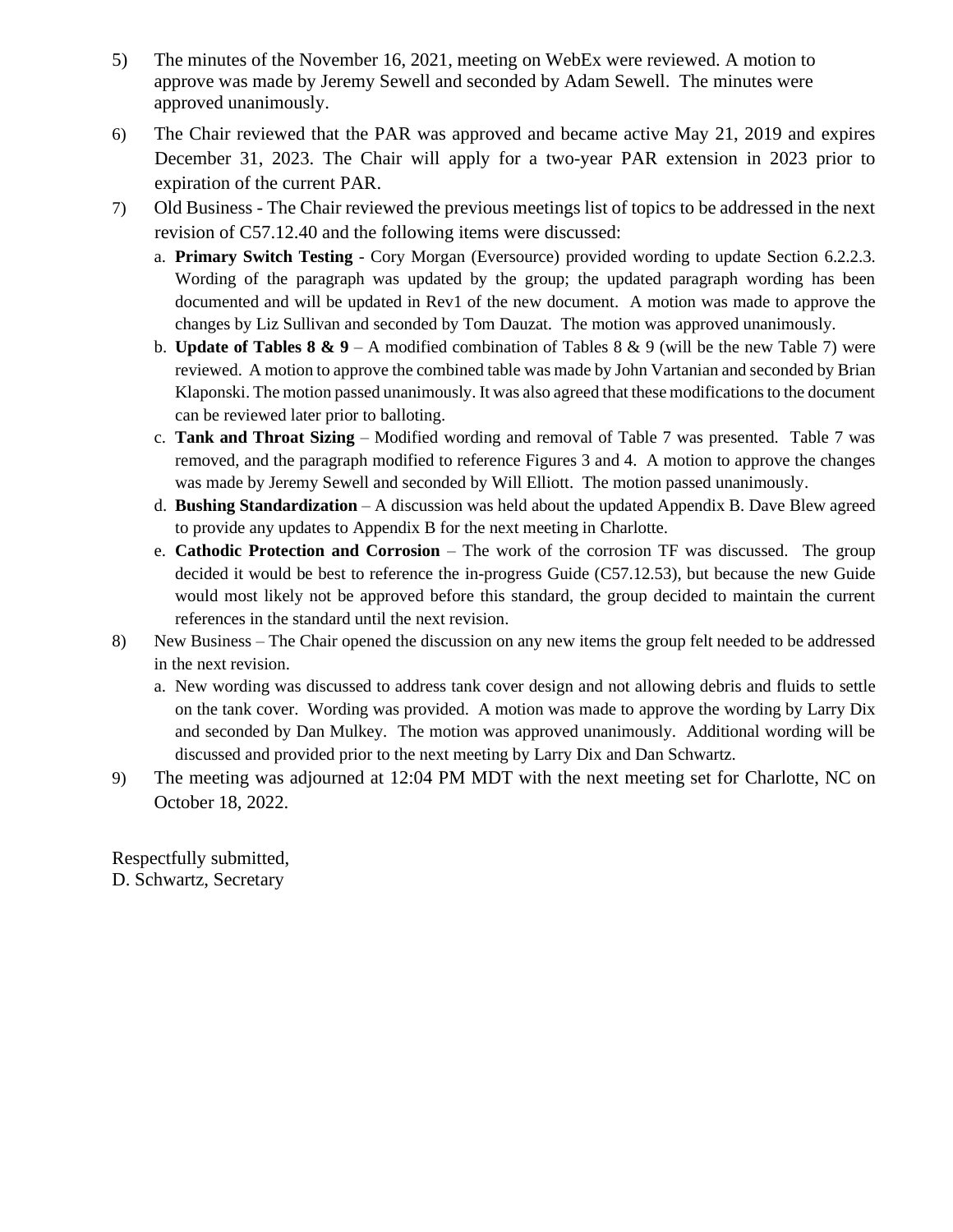5) The minutes of the November 16, 2021, meeting on WebEx were reviewed. A motion to approve was made by Jeremy Sewell and seconded by Adam Sewell. The minutes were approved unanimously.

6) The Chair reviewed that the PAR was approved and became active May 21, 2019 and expires December 31, 2023. The Chair will apply for a two-year PAR extension in 2023 prior to expiration of the current PAR.

7) Old Business - The Chair reviewed the previous meetings list of topics to be addressed in the next revision of C57.12.40 and the following items were discussed:

   a. **Primary Switch Testing** - Cory Morgan (Eversource) provided wording to update Section 6.2.2.3. Wording of the paragraph was updated by the group; the updated paragraph wording has been documented and will be updated in Rev1 of the new document. A motion was made to approve the changes by Liz Sullivan and seconded by Tom Dauzat. The motion was approved unanimously.

   b. **Update of Tables 8 & 9** – A modified combination of Tables 8 & 9 (will be the new Table 7) were reviewed. A motion to approve the combined table was made by John Vartanian and seconded by Brian Klaponski. The motion passed unanimously. It was also agreed that these modifications to the document can be reviewed later prior to balloting.

   c. **Tank and Throat Sizing** – Modified wording and removal of Table 7 was presented. Table 7 was removed, and the paragraph modified to reference Figures 3 and 4. A motion to approve the changes was made by Jeremy Sewell and seconded by Will Elliott. The motion passed unanimously.

   d. **Bushing Standardization** – A discussion was held about the updated Appendix B. Dave Blew agreed to provide any updates to Appendix B for the next meeting in Charlotte.

   e. **Cathodic Protection and Corrosion** – The work of the corrosion TF was discussed. The group decided it would be best to reference the in-progress Guide (C57.12.53), but because the new Guide would most likely not be approved before this standard, the group decided to maintain the current references in the standard until the next revision.

8) New Business – The Chair opened the discussion on any new items the group felt needed to be addressed in the next revision.

   a. New wording was discussed to address tank cover design and not allowing debris and fluids to settle on the tank cover. Wording was provided. A motion was made to approve the wording by Larry Dix and seconded by Dan Mulkey. The motion was approved unanimously. Additional wording will be discussed and provided prior to the next meeting by Larry Dix and Dan Schwartz.

9) The meeting was adjourned at 12:04 PM MDT with the next meeting set for Charlotte, NC on October 18, 2022.

Respectfully submitted,
D. Schwartz, Secretary